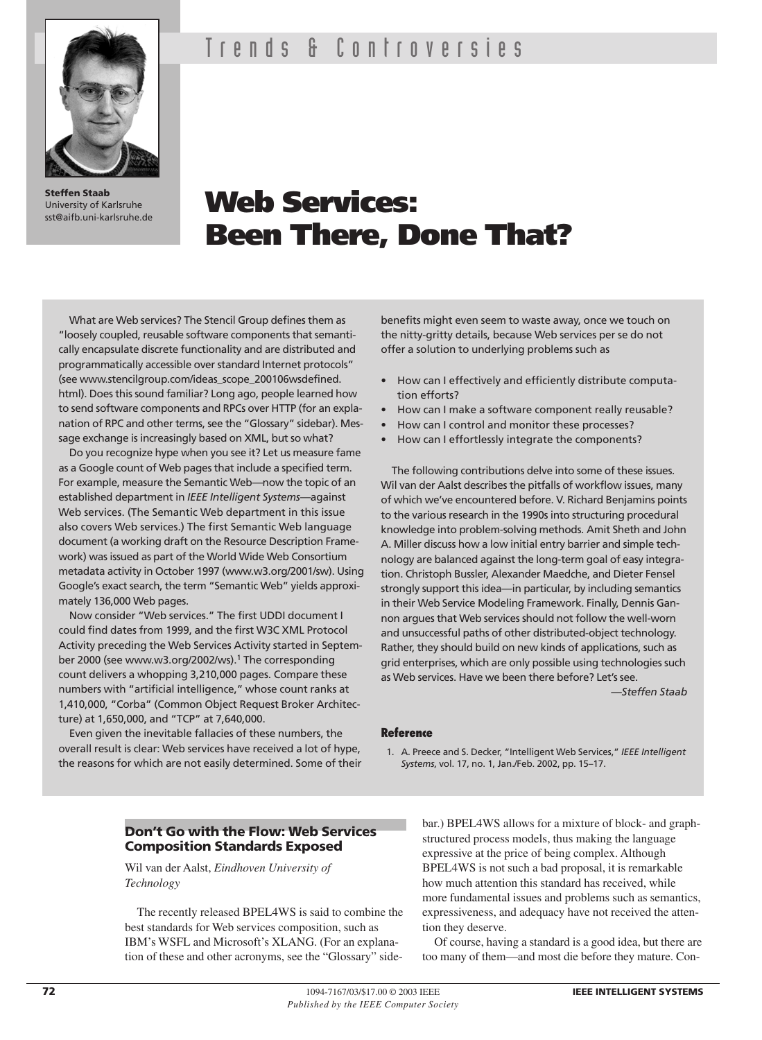# Trends & Controversies

**Steffen Staab**
University of Karlsruhe
sst@aifb.uni-karlsruhe.de

# Web Services: Been There, Done That?

What are Web services? The Stencil Group defines them as "loosely coupled, reusable software components that semantically encapsulate discrete functionality and are distributed and programmatically accessible over standard Internet protocols" (see www.stencilgroup.com/ideas_scope_200106wsdefined.html). Does this sound familiar? Long ago, people learned how to send software components and RPCs over HTTP (for an explanation of RPC and other terms, see the "Glossary" sidebar). Message exchange is increasingly based on XML, but so what?

Do you recognize hype when you see it? Let us measure fame as a Google count of Web pages that include a special term. For example, measure the Semantic Web—now the topic of an established department in *IEEE Intelligent Systems*—against Web services. (The Semantic Web department in this issue also covers Web services.) The first Semantic Web language document (a working draft on the Resource Description Framework) was issued as part of the World Wide Web Consortium metadata activity in October 1997 (www.w3.org/2001/sw). Using Google's exact search, the term "Semantic Web" yields approximately 136,000 Web pages.

Now consider "Web services." The first UDDI document I could find dates from 1999, and the first W3C XML Protocol Activity preceding the Web Services Activity started in September 2000 (see www.w3.org/2002/ws).[1] The corresponding count delivers a whopping 3,210,000 pages. Compare these numbers with "artificial intelligence," whose count ranks at 1,410,000, "Corba" (Common Object Request Broker Architecture) at 1,650,000, and "TCP" at 7,640,000.

Even given the inevitable fallacies of these numbers, the overall result is clear: Web services have received a lot of hype, the reasons for which are not easily determined. Some of their benefits might even seem to waste away, once we touch on the nitty-gritty details, because Web services per se do not offer a solution to underlying problems such as

- How can I effectively and efficiently distribute computation efforts?
- How can I make a software component really reusable?
- How can I control and monitor these processes?
- How can I effortlessly integrate the components?

The following contributions delve into some of these issues. Wil van der Aalst describes the pitfalls of workflow issues, many of which we've encountered before. V. Richard Benjamins points to the various research in the 1990s into structuring procedural knowledge into problem-solving methods. Amit Sheth and John A. Miller discuss how a low initial entry barrier and simple technology are balanced against the long-term goal of easy integration. Christoph Bussler, Alexander Maedche, and Dieter Fensel strongly support this idea—in particular, by including semantics in their Web Service Modeling Framework. Finally, Dennis Gannon argues that Web services should not follow the well-worn and unsuccessful paths of other distributed-object technology. Rather, they should build on new kinds of applications, such as grid enterprises, which are only possible using technologies such as Web services. Have we been there before? Let's see.

*—Steffen Staab*

### Reference

1. A. Preece and S. Decker, "Intelligent Web Services," *IEEE Intelligent Systems*, vol. 17, no. 1, Jan./Feb. 2002, pp. 15–17.

## Don't Go with the Flow: Web Services Composition Standards Exposed

Wil van der Aalst, *Eindhoven University of Technology*

The recently released BPEL4WS is said to combine the best standards for Web services composition, such as IBM's WSFL and Microsoft's XLANG. (For an explanation of these and other acronyms, see the "Glossary" sidebar.) BPEL4WS allows for a mixture of block- and graph-structured process models, thus making the language expressive at the price of being complex. Although BPEL4WS is not such a bad proposal, it is remarkable how much attention this standard has received, while more fundamental issues and problems such as semantics, expressiveness, and adequacy have not received the attention they deserve.

Of course, having a standard is a good idea, but there are too many of them—and most die before they mature. Con-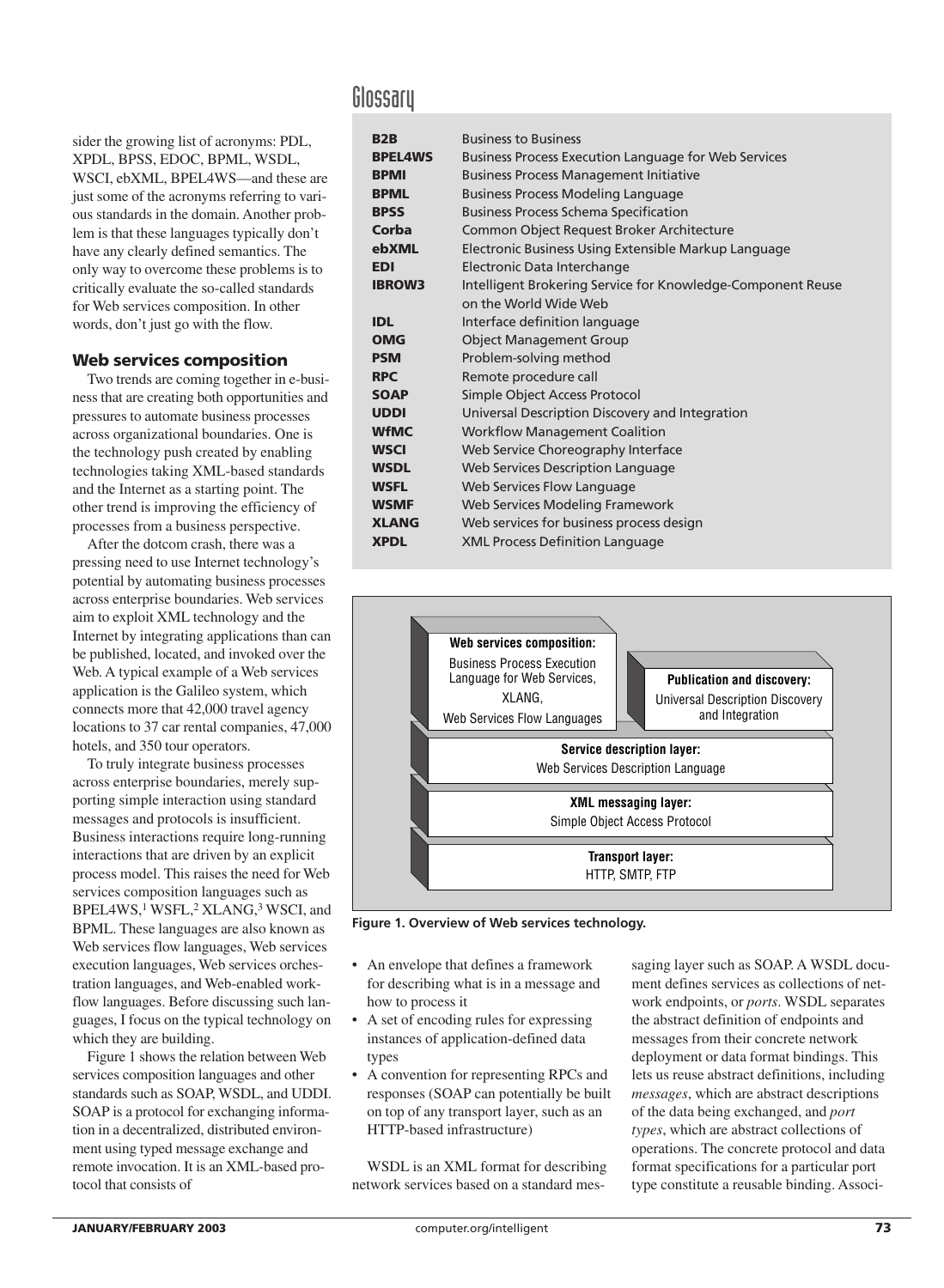sider the growing list of acronyms: PDL, XPDL, BPSS, EDOC, BPML, WSDL, WSCI, ebXML, BPEL4WS—and these are just some of the acronyms referring to various standards in the domain. Another problem is that these languages typically don't have any clearly defined semantics. The only way to overcome these problems is to critically evaluate the so-called standards for Web services composition. In other words, don't just go with the flow.

## Glossary

| | |
|---|---|
| **B2B** | Business to Business |
| **BPEL4WS** | Business Process Execution Language for Web Services |
| **BPMI** | Business Process Management Initiative |
| **BPML** | Business Process Modeling Language |
| **BPSS** | Business Process Schema Specification |
| **Corba** | Common Object Request Broker Architecture |
| **ebXML** | Electronic Business Using Extensible Markup Language |
| **EDI** | Electronic Data Interchange |
| **IBROW3** | Intelligent Brokering Service for Knowledge-Component Reuse on the World Wide Web |
| **IDL** | Interface definition language |
| **OMG** | Object Management Group |
| **PSM** | Problem-solving method |
| **RPC** | Remote procedure call |
| **SOAP** | Simple Object Access Protocol |
| **UDDI** | Universal Description Discovery and Integration |
| **WfMC** | Workflow Management Coalition |
| **WSCI** | Web Service Choreography Interface |
| **WSDL** | Web Services Description Language |
| **WSFL** | Web Services Flow Language |
| **WSMF** | Web Services Modeling Framework |
| **XLANG** | Web services for business process design |
| **XPDL** | XML Process Definition Language |

## Web services composition

Two trends are coming together in e-business that are creating both opportunities and pressures to automate business processes across organizational boundaries. One is the technology push created by enabling technologies taking XML-based standards and the Internet as a starting point. The other trend is improving the efficiency of processes from a business perspective.

After the dotcom crash, there was a pressing need to use Internet technology's potential by automating business processes across enterprise boundaries. Web services aim to exploit XML technology and the Internet by integrating applications than can be published, located, and invoked over the Web. A typical example of a Web services application is the Galileo system, which connects more that 42,000 travel agency locations to 37 car rental companies, 47,000 hotels, and 350 tour operators.

To truly integrate business processes across enterprise boundaries, merely supporting simple interaction using standard messages and protocols is insufficient. Business interactions require long-running interactions that are driven by an explicit process model. This raises the need for Web services composition languages such as BPEL4WS,[1] WSFL,[2] XLANG,[3] WSCI, and BPML. These languages are also known as Web services flow languages, Web services execution languages, Web services orchestration languages, and Web-enabled workflow languages. Before discussing such languages, I focus on the typical technology on which they are building.

Figure 1 shows the relation between Web services composition languages and other standards such as SOAP, WSDL, and UDDI. SOAP is a protocol for exchanging information in a decentralized, distributed environment using typed message exchange and remote invocation. It is an XML-based protocol that consists of

**Web services composition:**
Business Process Execution Language for Web Services,
XLANG,
Web Services Flow Languages

**Publication and discovery:**
Universal Description Discovery and Integration

**Service description layer:**
Web Services Description Language

**XML messaging layer:**
Simple Object Access Protocol

**Transport layer:**
HTTP, SMTP, FTP

**Figure 1. Overview of Web services technology.**

- An envelope that defines a framework for describing what is in a message and how to process it
- A set of encoding rules for expressing instances of application-defined data types
- A convention for representing RPCs and responses (SOAP can potentially be built on top of any transport layer, such as an HTTP-based infrastructure)

WSDL is an XML format for describing network services based on a standard messaging layer such as SOAP. A WSDL document defines services as collections of network endpoints, or *ports*. WSDL separates the abstract definition of endpoints and messages from their concrete network deployment or data format bindings. This lets us reuse abstract definitions, including *messages*, which are abstract descriptions of the data being exchanged, and *port types*, which are abstract collections of operations. The concrete protocol and data format specifications for a particular port type constitute a reusable binding. Associ-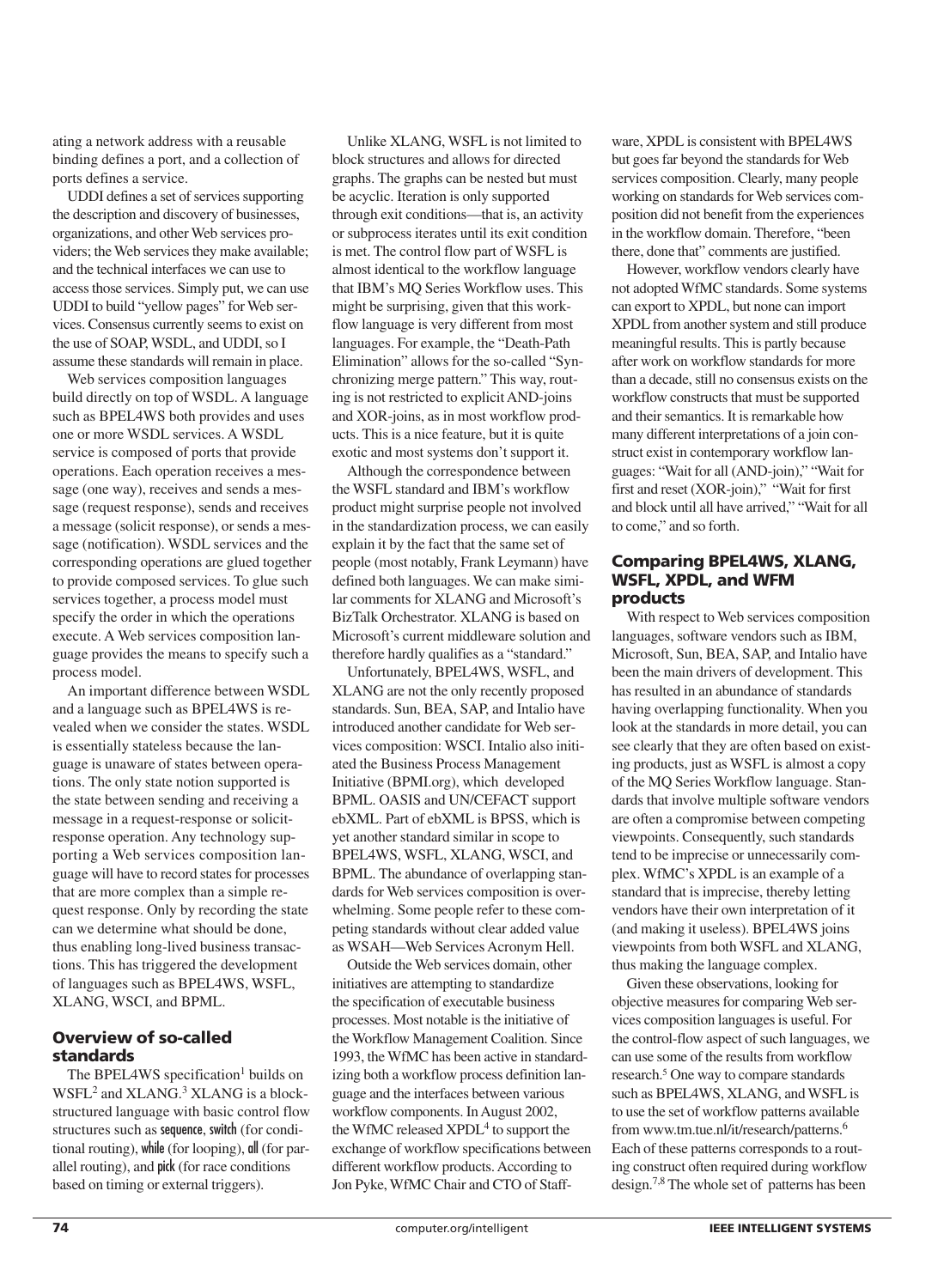ating a network address with a reusable binding defines a port, and a collection of ports defines a service.

UDDI defines a set of services supporting the description and discovery of businesses, organizations, and other Web services providers; the Web services they make available; and the technical interfaces we can use to access those services. Simply put, we can use UDDI to build "yellow pages" for Web services. Consensus currently seems to exist on the use of SOAP, WSDL, and UDDI, so I assume these standards will remain in place.

Web services composition languages build directly on top of WSDL. A language such as BPEL4WS both provides and uses one or more WSDL services. A WSDL service is composed of ports that provide operations. Each operation receives a message (one way), receives and sends a message (request response), sends and receives a message (solicit response), or sends a message (notification). WSDL services and the corresponding operations are glued together to provide composed services. To glue such services together, a process model must specify the order in which the operations execute. A Web services composition language provides the means to specify such a process model.

An important difference between WSDL and a language such as BPEL4WS is revealed when we consider the states. WSDL is essentially stateless because the language is unaware of states between operations. The only state notion supported is the state between sending and receiving a message in a request-response or solicit-response operation. Any technology supporting a Web services composition language will have to record states for processes that are more complex than a simple request response. Only by recording the state can we determine what should be done, thus enabling long-lived business transactions. This has triggered the development of languages such as BPEL4WS, WSFL, XLANG, WSCI, and BPML.

## Overview of so-called standards

The BPEL4WS specification[1] builds on WSFL[2] and XLANG.[3] XLANG is a block-structured language with basic control flow structures such as **sequence**, **switch** (for conditional routing), **while** (for looping), **all** (for parallel routing), and **pick** (for race conditions based on timing or external triggers).

Unlike XLANG, WSFL is not limited to block structures and allows for directed graphs. The graphs can be nested but must be acyclic. Iteration is only supported through exit conditions—that is, an activity or subprocess iterates until its exit condition is met. The control flow part of WSFL is almost identical to the workflow language that IBM's MQ Series Workflow uses. This might be surprising, given that this workflow language is very different from most languages. For example, the "Death-Path Elimination" allows for the so-called "Synchronizing merge pattern." This way, routing is not restricted to explicit AND-joins and XOR-joins, as in most workflow products. This is a nice feature, but it is quite exotic and most systems don't support it.

Although the correspondence between the WSFL standard and IBM's workflow product might surprise people not involved in the standardization process, we can easily explain it by the fact that the same set of people (most notably, Frank Leymann) have defined both languages. We can make similar comments for XLANG and Microsoft's BizTalk Orchestrator. XLANG is based on Microsoft's current middleware solution and therefore hardly qualifies as a "standard."

Unfortunately, BPEL4WS, WSFL, and XLANG are not the only recently proposed standards. Sun, BEA, SAP, and Intalio have introduced another candidate for Web services composition: WSCI. Intalio also initiated the Business Process Management Initiative (BPMI.org), which developed BPML. OASIS and UN/CEFACT support ebXML. Part of ebXML is BPSS, which is yet another standard similar in scope to BPEL4WS, WSFL, XLANG, WSCI, and BPML. The abundance of overlapping standards for Web services composition is overwhelming. Some people refer to these competing standards without clear added value as WSAH—Web Services Acronym Hell.

Outside the Web services domain, other initiatives are attempting to standardize the specification of executable business processes. Most notable is the initiative of the Workflow Management Coalition. Since 1993, the WfMC has been active in standardizing both a workflow process definition language and the interfaces between various workflow components. In August 2002, the WfMC released XPDL[4] to support the exchange of workflow specifications between different workflow products. According to Jon Pyke, WfMC Chair and CTO of Staffware, XPDL is consistent with BPEL4WS but goes far beyond the standards for Web services composition. Clearly, many people working on standards for Web services composition did not benefit from the experiences in the workflow domain. Therefore, "been there, done that" comments are justified.

However, workflow vendors clearly have not adopted WfMC standards. Some systems can export to XPDL, but none can import XPDL from another system and still produce meaningful results. This is partly because after work on workflow standards for more than a decade, still no consensus exists on the workflow constructs that must be supported and their semantics. It is remarkable how many different interpretations of a join construct exist in contemporary workflow languages: "Wait for all (AND-join)," "Wait for first and reset (XOR-join)," "Wait for first and block until all have arrived," "Wait for all to come," and so forth.

## Comparing BPEL4WS, XLANG, WSFL, XPDL, and WFM products

With respect to Web services composition languages, software vendors such as IBM, Microsoft, Sun, BEA, SAP, and Intalio have been the main drivers of development. This has resulted in an abundance of standards having overlapping functionality. When you look at the standards in more detail, you can see clearly that they are often based on existing products, just as WSFL is almost a copy of the MQ Series Workflow language. Standards that involve multiple software vendors are often a compromise between competing viewpoints. Consequently, such standards tend to be imprecise or unnecessarily complex. WfMC's XPDL is an example of a standard that is imprecise, thereby letting vendors have their own interpretation of it (and making it useless). BPEL4WS joins viewpoints from both WSFL and XLANG, thus making the language complex.

Given these observations, looking for objective measures for comparing Web services composition languages is useful. For the control-flow aspect of such languages, we can use some of the results from workflow research.[5] One way to compare standards such as BPEL4WS, XLANG, and WSFL is to use the set of workflow patterns available from www.tm.tue.nl/it/research/patterns.[6] Each of these patterns corresponds to a routing construct often required during workflow design.[7,8] The whole set of patterns has been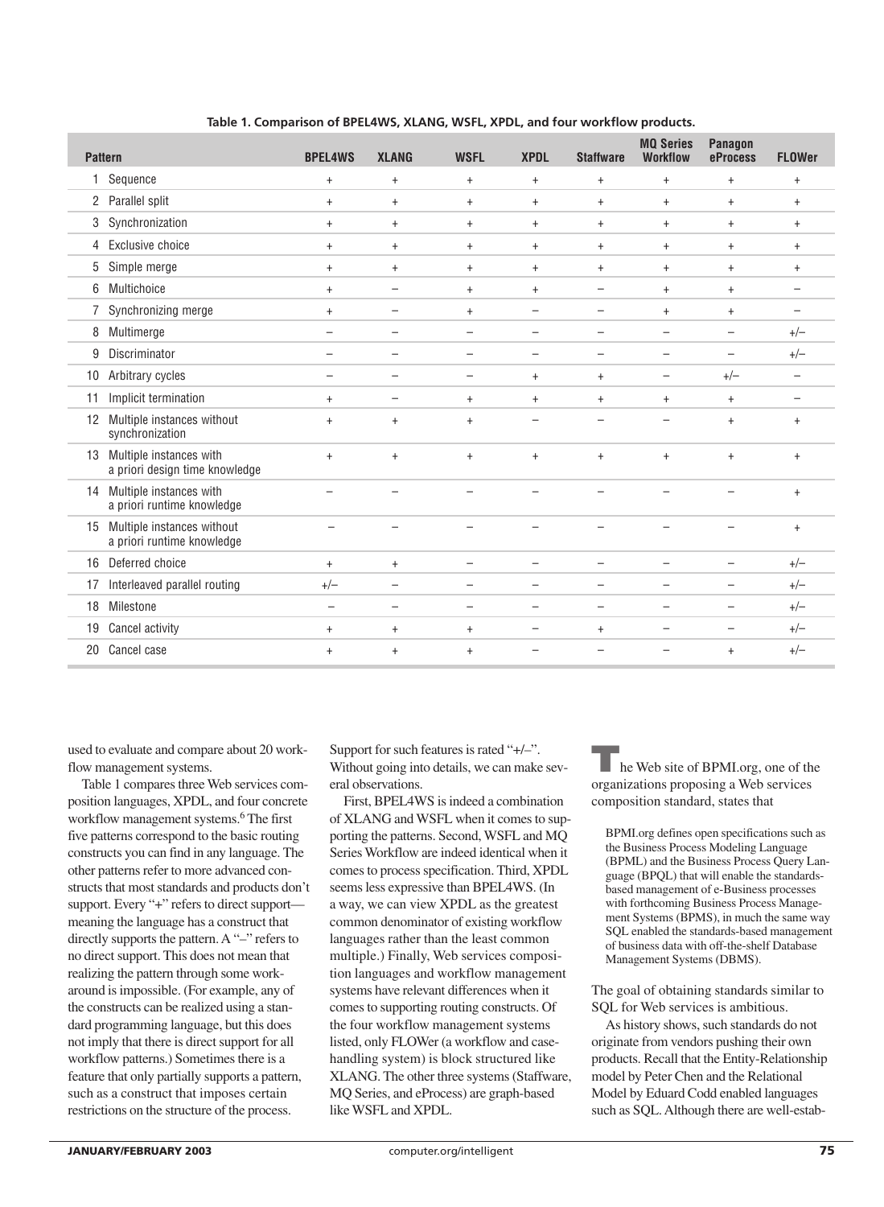Table 1. Comparison of BPEL4WS, XLANG, WSFL, XPDL, and four workflow products.

| Pattern | BPEL4WS | XLANG | WSFL | XPDL | Staffware | MQ Series Workflow | Panagon eProcess | FLOWer |
|---|---|---|---|---|---|---|---|---|
| 1 Sequence | + | + | + | + | + | + | + | + |
| 2 Parallel split | + | + | + | + | + | + | + | + |
| 3 Synchronization | + | + | + | + | + | + | + | + |
| 4 Exclusive choice | + | + | + | + | + | + | + | + |
| 5 Simple merge | + | + | + | + | + | + | + | + |
| 6 Multichoice | + | – | + | + | – | + | + | – |
| 7 Synchronizing merge | + | – | + | – | – | + | + | – |
| 8 Multimerge | – | – | – | – | – | – | – | +/– |
| 9 Discriminator | – | – | – | – | – | – | – | +/– |
| 10 Arbitrary cycles | – | – | – | + | + | – | +/– | – |
| 11 Implicit termination | + | – | + | + | + | + | + | – |
| 12 Multiple instances without synchronization | + | + | + | – | – | – | + | + |
| 13 Multiple instances with a priori design time knowledge | + | + | + | + | + | + | + | + |
| 14 Multiple instances with a priori runtime knowledge | – | – | – | – | – | – | – | + |
| 15 Multiple instances without a priori runtime knowledge | – | – | – | – | – | – | – | + |
| 16 Deferred choice | + | + | – | – | – | – | – | +/– |
| 17 Interleaved parallel routing | +/– | – | – | – | – | – | – | +/– |
| 18 Milestone | – | – | – | – | – | – | – | +/– |
| 19 Cancel activity | + | + | + | – | + | – | – | +/– |
| 20 Cancel case | + | + | + | – | – | – | + | +/– |

used to evaluate and compare about 20 workflow management systems.

Table 1 compares three Web services composition languages, XPDL, and four concrete workflow management systems.[6] The first five patterns correspond to the basic routing constructs you can find in any language. The other patterns refer to more advanced constructs that most standards and products don't support. Every "+" refers to direct support—meaning the language has a construct that directly supports the pattern. A "–" refers to no direct support. This does not mean that realizing the pattern through some workaround is impossible. (For example, any of the constructs can be realized using a standard programming language, but this does not imply that there is direct support for all workflow patterns.) Sometimes there is a feature that only partially supports a pattern, such as a construct that imposes certain restrictions on the structure of the process. Support for such features is rated "+/–". Without going into details, we can make several observations.

First, BPEL4WS is indeed a combination of XLANG and WSFL when it comes to supporting the patterns. Second, WSFL and MQ Series Workflow are indeed identical when it comes to process specification. Third, XPDL seems less expressive than BPEL4WS. (In a way, we can view XPDL as the greatest common denominator of existing workflow languages rather than the least common multiple.) Finally, Web services composition languages and workflow management systems have relevant differences when it comes to supporting routing constructs. Of the four workflow management systems listed, only FLOWer (a workflow and case-handling system) is block structured like XLANG. The other three systems (Staffware, MQ Series, and eProcess) are graph-based like WSFL and XPDL.

The Web site of BPMI.org, one of the organizations proposing a Web services composition standard, states that

> BPMI.org defines open specifications such as the Business Process Modeling Language (BPML) and the Business Process Query Language (BPQL) that will enable the standards-based management of e-Business processes with forthcoming Business Process Management Systems (BPMS), in much the same way SQL enabled the standards-based management of business data with off-the-shelf Database Management Systems (DBMS).

The goal of obtaining standards similar to SQL for Web services is ambitious.

As history shows, such standards do not originate from vendors pushing their own products. Recall that the Entity-Relationship model by Peter Chen and the Relational Model by Eduard Codd enabled languages such as SQL. Although there are well-estab-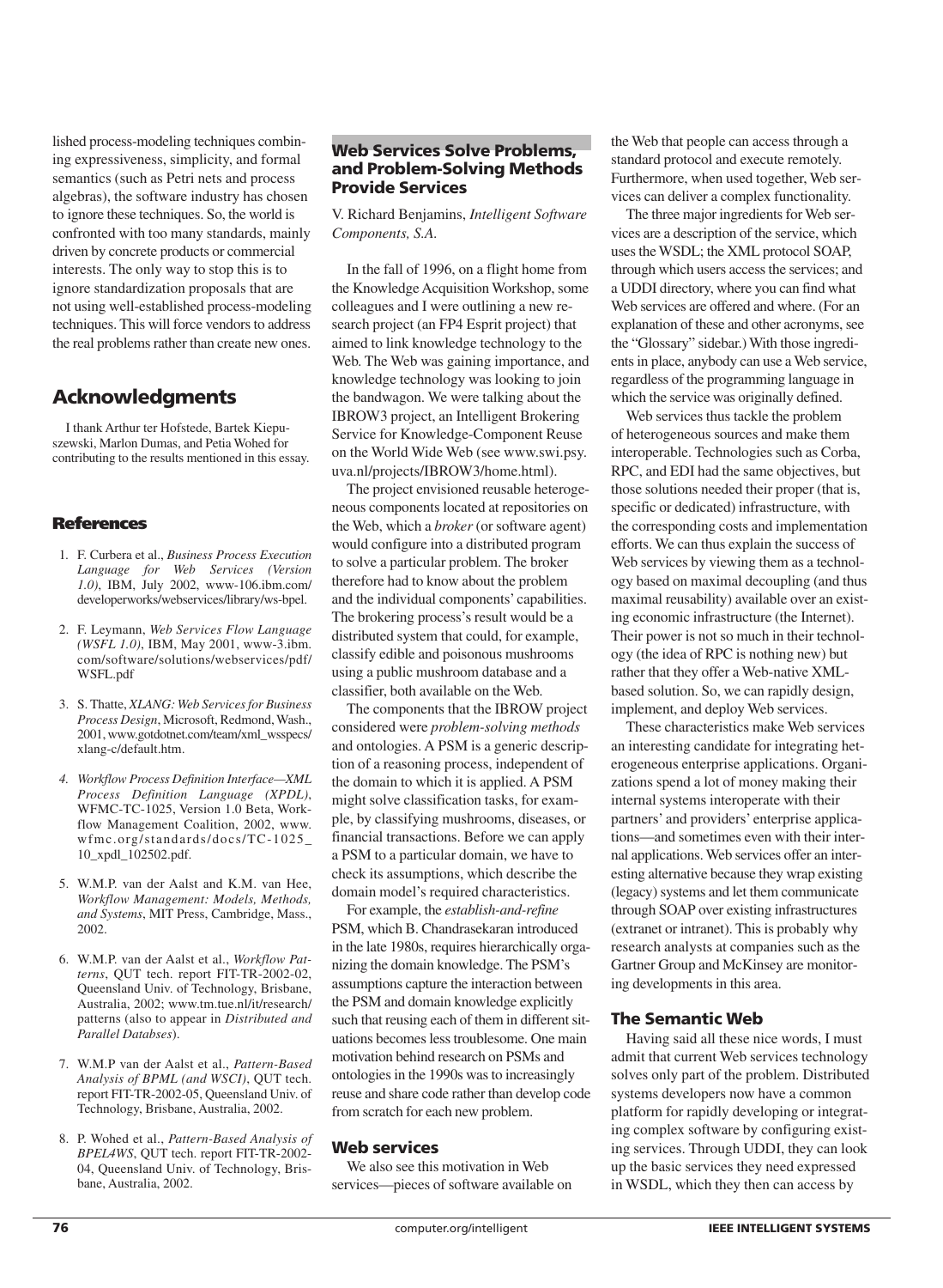lished process-modeling techniques combining expressiveness, simplicity, and formal semantics (such as Petri nets and process algebras), the software industry has chosen to ignore these techniques. So, the world is confronted with too many standards, mainly driven by concrete products or commercial interests. The only way to stop this is to ignore standardization proposals that are not using well-established process-modeling techniques. This will force vendors to address the real problems rather than create new ones.

## Acknowledgments

I thank Arthur ter Hofstede, Bartek Kiepuszewski, Marlon Dumas, and Petia Wohed for contributing to the results mentioned in this essay.

### References

1. F. Curbera et al., *Business Process Execution Language for Web Services (Version 1.0)*, IBM, July 2002, www-106.ibm.com/developerworks/webservices/library/ws-bpel.
2. F. Leymann, *Web Services Flow Language (WSFL 1.0)*, IBM, May 2001, www-3.ibm.com/software/solutions/webservices/pdf/WSFL.pdf
3. S. Thatte, *XLANG: Web Services for Business Process Design*, Microsoft, Redmond, Wash., 2001, www.gotdotnet.com/team/xml_wsspecs/xlang-c/default.htm.
4. *Workflow Process Definition Interface—XML Process Definition Language (XPDL)*, WFMC-TC-1025, Version 1.0 Beta, Workflow Management Coalition, 2002, www.wfmc.org/standards/docs/TC-1025_10_xpdl_102502.pdf.
5. W.M.P. van der Aalst and K.M. van Hee, *Workflow Management: Models, Methods, and Systems*, MIT Press, Cambridge, Mass., 2002.
6. W.M.P. van der Aalst et al., *Workflow Patterns*, QUT tech. report FIT-TR-2002-02, Queensland Univ. of Technology, Brisbane, Australia, 2002; www.tm.tue.nl/it/research/patterns (also to appear in *Distributed and Parallel Databses*).
7. W.M.P van der Aalst et al., *Pattern-Based Analysis of BPML (and WSCI)*, QUT tech. report FIT-TR-2002-05, Queensland Univ. of Technology, Brisbane, Australia, 2002.
8. P. Wohed et al., *Pattern-Based Analysis of BPEL4WS*, QUT tech. report FIT-TR-2002-04, Queensland Univ. of Technology, Brisbane, Australia, 2002.

## Web Services Solve Problems, and Problem-Solving Methods Provide Services

V. Richard Benjamins, *Intelligent Software Components, S.A.*

In the fall of 1996, on a flight home from the Knowledge Acquisition Workshop, some colleagues and I were outlining a new research project (an FP4 Esprit project) that aimed to link knowledge technology to the Web. The Web was gaining importance, and knowledge technology was looking to join the bandwagon. We were talking about the IBROW3 project, an Intelligent Brokering Service for Knowledge-Component Reuse on the World Wide Web (see www.swi.psy.uva.nl/projects/IBROW3/home.html).

The project envisioned reusable heterogeneous components located at repositories on the Web, which a *broker* (or software agent) would configure into a distributed program to solve a particular problem. The broker therefore had to know about the problem and the individual components' capabilities. The brokering process's result would be a distributed system that could, for example, classify edible and poisonous mushrooms using a public mushroom database and a classifier, both available on the Web.

The components that the IBROW project considered were *problem-solving methods* and ontologies. A PSM is a generic description of a reasoning process, independent of the domain to which it is applied. A PSM might solve classification tasks, for example, by classifying mushrooms, diseases, or financial transactions. Before we can apply a PSM to a particular domain, we have to check its assumptions, which describe the domain model's required characteristics.

For example, the *establish-and-refine* PSM, which B. Chandrasekaran introduced in the late 1980s, requires hierarchically organizing the domain knowledge. The PSM's assumptions capture the interaction between the PSM and domain knowledge explicitly such that reusing each of them in different situations becomes less troublesome. One main motivation behind research on PSMs and ontologies in the 1990s was to increasingly reuse and share code rather than develop code from scratch for each new problem.

### Web services

We also see this motivation in Web services—pieces of software available on the Web that people can access through a standard protocol and execute remotely. Furthermore, when used together, Web services can deliver a complex functionality.

The three major ingredients for Web services are a description of the service, which uses the WSDL; the XML protocol SOAP, through which users access the services; and a UDDI directory, where you can find what Web services are offered and where. (For an explanation of these and other acronyms, see the "Glossary" sidebar.) With those ingredients in place, anybody can use a Web service, regardless of the programming language in which the service was originally defined.

Web services thus tackle the problem of heterogeneous sources and make them interoperable. Technologies such as Corba, RPC, and EDI had the same objectives, but those solutions needed their proper (that is, specific or dedicated) infrastructure, with the corresponding costs and implementation efforts. We can thus explain the success of Web services by viewing them as a technology based on maximal decoupling (and thus maximal reusability) available over an existing economic infrastructure (the Internet). Their power is not so much in their technology (the idea of RPC is nothing new) but rather that they offer a Web-native XML-based solution. So, we can rapidly design, implement, and deploy Web services.

These characteristics make Web services an interesting candidate for integrating heterogeneous enterprise applications. Organizations spend a lot of money making their internal systems interoperate with their partners' and providers' enterprise applications—and sometimes even with their internal applications. Web services offer an interesting alternative because they wrap existing (legacy) systems and let them communicate through SOAP over existing infrastructures (extranet or intranet). This is probably why research analysts at companies such as the Gartner Group and McKinsey are monitoring developments in this area.

### The Semantic Web

Having said all these nice words, I must admit that current Web services technology solves only part of the problem. Distributed systems developers now have a common platform for rapidly developing or integrating complex software by configuring existing services. Through UDDI, they can look up the basic services they need expressed in WSDL, which they then can access by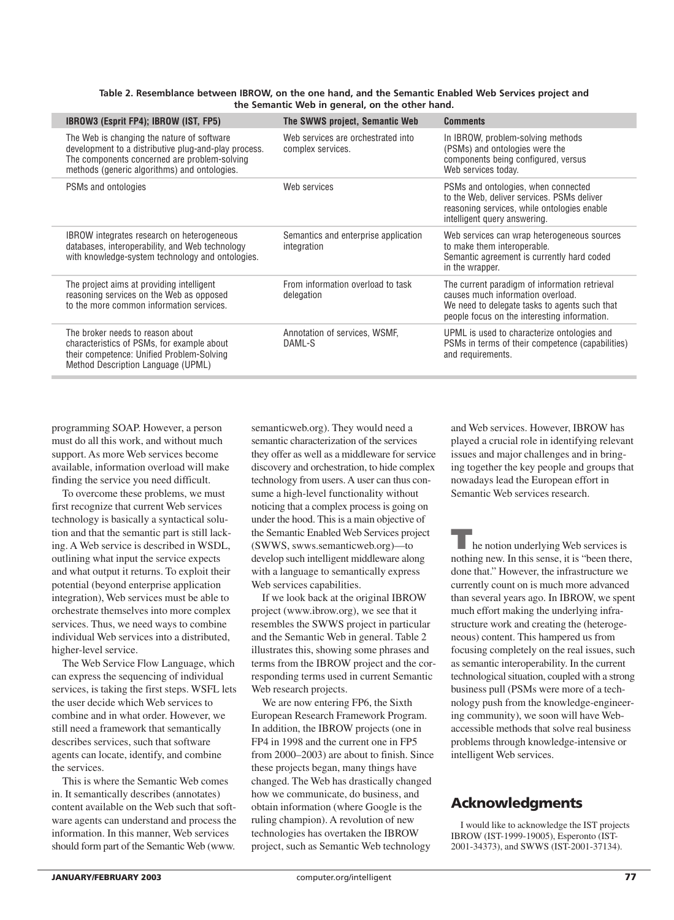**Table 2. Resemblance between IBROW, on the one hand, and the Semantic Enabled Web Services project and the Semantic Web in general, on the other hand.**

| IBROW3 (Esprit FP4); IBROW (IST, FP5) | The SWWS project, Semantic Web | Comments |
|---|---|---|
| The Web is changing the nature of software development to a distributive plug-and-play process. The components concerned are problem-solving methods (generic algorithms) and ontologies. | Web services are orchestrated into complex services. | In IBROW, problem-solving methods (PSMs) and ontologies were the components being configured, versus Web services today. |
| PSMs and ontologies | Web services | PSMs and ontologies, when connected to the Web, deliver services. PSMs deliver reasoning services, while ontologies enable intelligent query answering. |
| IBROW integrates research on heterogeneous databases, interoperability, and Web technology with knowledge-system technology and ontologies. | Semantics and enterprise application integration | Web services can wrap heterogeneous sources to make them interoperable. Semantic agreement is currently hard coded in the wrapper. |
| The project aims at providing intelligent reasoning services on the Web as opposed to the more common information services. | From information overload to task delegation | The current paradigm of information retrieval causes much information overload. We need to delegate tasks to agents such that people focus on the interesting information. |
| The broker needs to reason about characteristics of PSMs, for example about their competence: Unified Problem-Solving Method Description Language (UPML) | Annotation of services, WSMF, DAML-S | UPML is used to characterize ontologies and PSMs in terms of their competence (capabilities) and requirements. |

programming SOAP. However, a person must do all this work, and without much support. As more Web services become available, information overload will make finding the service you need difficult.

To overcome these problems, we must first recognize that current Web services technology is basically a syntactical solution and that the semantic part is still lacking. A Web service is described in WSDL, outlining what input the service expects and what output it returns. To exploit their potential (beyond enterprise application integration), Web services must be able to orchestrate themselves into more complex services. Thus, we need ways to combine individual Web services into a distributed, higher-level service.

The Web Service Flow Language, which can express the sequencing of individual services, is taking the first steps. WSFL lets the user decide which Web services to combine and in what order. However, we still need a framework that semantically describes services, such that software agents can locate, identify, and combine the services.

This is where the Semantic Web comes in. It semantically describes (annotates) content available on the Web such that software agents can understand and process the information. In this manner, Web services should form part of the Semantic Web (www.semanticweb.org). They would need a semantic characterization of the services they offer as well as a middleware for service discovery and orchestration, to hide complex technology from users. A user can thus consume a high-level functionality without noticing that a complex process is going on under the hood. This is a main objective of the Semantic Enabled Web Services project (SWWS, swws.semanticweb.org)—to develop such intelligent middleware along with a language to semantically express Web services capabilities.

If we look back at the original IBROW project (www.ibrow.org), we see that it resembles the SWWS project in particular and the Semantic Web in general. Table 2 illustrates this, showing some phrases and terms from the IBROW project and the corresponding terms used in current Semantic Web research projects.

We are now entering FP6, the Sixth European Research Framework Program. In addition, the IBROW projects (one in FP4 in 1998 and the current one in FP5 from 2000–2003) are about to finish. Since these projects began, many things have changed. The Web has drastically changed how we communicate, do business, and obtain information (where Google is the ruling champion). A revolution of new technologies has overtaken the IBROW project, such as Semantic Web technology and Web services. However, IBROW has played a crucial role in identifying relevant issues and major challenges and in bringing together the key people and groups that nowadays lead the European effort in Semantic Web services research.

The notion underlying Web services is nothing new. In this sense, it is "been there, done that." However, the infrastructure we currently count on is much more advanced than several years ago. In IBROW, we spent much effort making the underlying infrastructure work and creating the (heterogeneous) content. This hampered us from focusing completely on the real issues, such as semantic interoperability. In the current technological situation, coupled with a strong business pull (PSMs were more of a technology push from the knowledge-engineering community), we soon will have Web-accessible methods that solve real business problems through knowledge-intensive or intelligent Web services.

## Acknowledgments

I would like to acknowledge the IST projects IBROW (IST-1999-19005), Esperonto (IST-2001-34373), and SWWS (IST-2001-37134).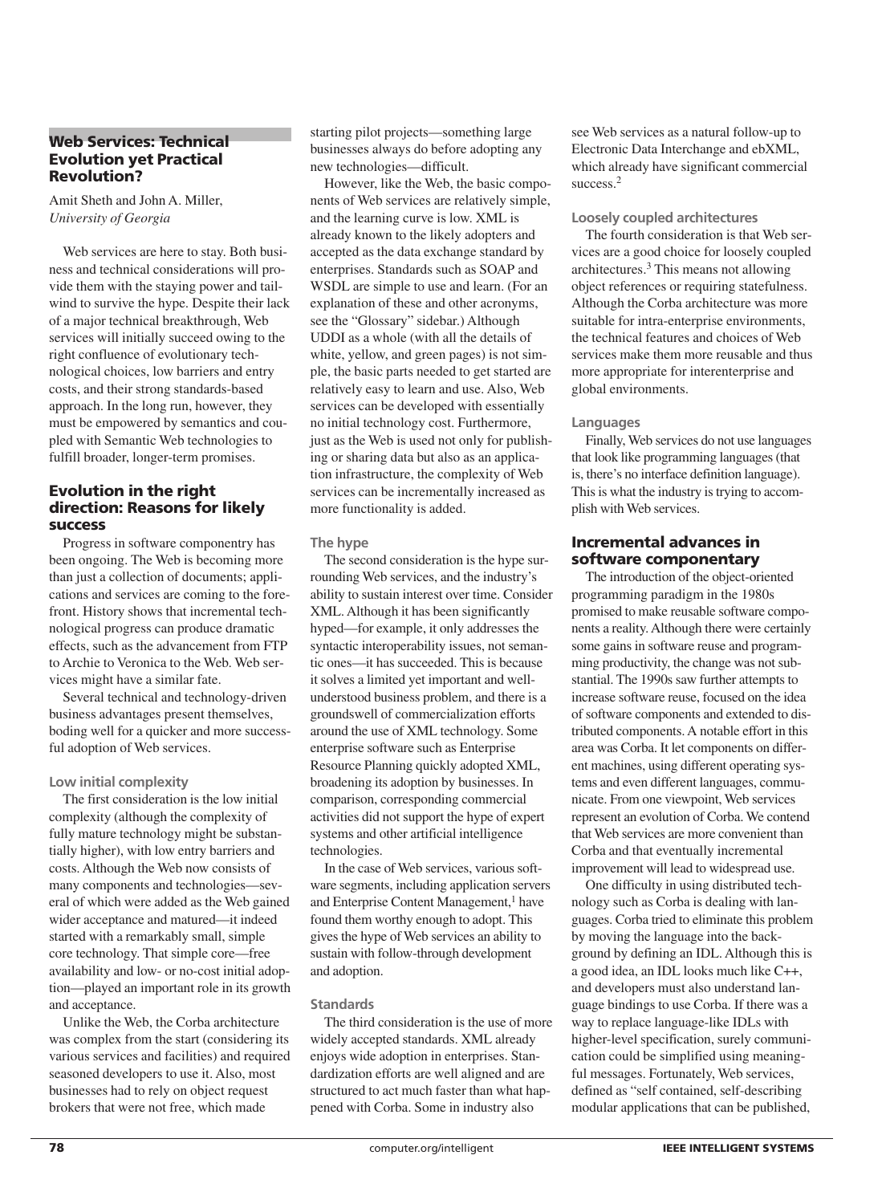## Web Services: Technical Evolution yet Practical Revolution?

Amit Sheth and John A. Miller, *University of Georgia*

Web services are here to stay. Both business and technical considerations will provide them with the staying power and tailwind to survive the hype. Despite their lack of a major technical breakthrough, Web services will initially succeed owing to the right confluence of evolutionary technological choices, low barriers and entry costs, and their strong standards-based approach. In the long run, however, they must be empowered by semantics and coupled with Semantic Web technologies to fulfill broader, longer-term promises.

### Evolution in the right direction: Reasons for likely success

Progress in software componentry has been ongoing. The Web is becoming more than just a collection of documents; applications and services are coming to the forefront. History shows that incremental technological progress can produce dramatic effects, such as the advancement from FTP to Archie to Veronica to the Web. Web services might have a similar fate.

Several technical and technology-driven business advantages present themselves, boding well for a quicker and more successful adoption of Web services.

#### Low initial complexity

The first consideration is the low initial complexity (although the complexity of fully mature technology might be substantially higher), with low entry barriers and costs. Although the Web now consists of many components and technologies—several of which were added as the Web gained wider acceptance and matured—it indeed started with a remarkably small, simple core technology. That simple core—free availability and low- or no-cost initial adoption—played an important role in its growth and acceptance.

Unlike the Web, the Corba architecture was complex from the start (considering its various services and facilities) and required seasoned developers to use it. Also, most businesses had to rely on object request brokers that were not free, which made starting pilot projects—something large businesses always do before adopting any new technologies—difficult.

However, like the Web, the basic components of Web services are relatively simple, and the learning curve is low. XML is already known to the likely adopters and accepted as the data exchange standard by enterprises. Standards such as SOAP and WSDL are simple to use and learn. (For an explanation of these and other acronyms, see the "Glossary" sidebar.) Although UDDI as a whole (with all the details of white, yellow, and green pages) is not simple, the basic parts needed to get started are relatively easy to learn and use. Also, Web services can be developed with essentially no initial technology cost. Furthermore, just as the Web is used not only for publishing or sharing data but also as an application infrastructure, the complexity of Web services can be incrementally increased as more functionality is added.

#### The hype

The second consideration is the hype surrounding Web services, and the industry's ability to sustain interest over time. Consider XML. Although it has been significantly hyped—for example, it only addresses the syntactic interoperability issues, not semantic ones—it has succeeded. This is because it solves a limited yet important and well-understood business problem, and there is a groundswell of commercialization efforts around the use of XML technology. Some enterprise software such as Enterprise Resource Planning quickly adopted XML, broadening its adoption by businesses. In comparison, corresponding commercial activities did not support the hype of expert systems and other artificial intelligence technologies.

In the case of Web services, various software segments, including application servers and Enterprise Content Management,[1] have found them worthy enough to adopt. This gives the hype of Web services an ability to sustain with follow-through development and adoption.

#### Standards

The third consideration is the use of more widely accepted standards. XML already enjoys wide adoption in enterprises. Standardization efforts are well aligned and are structured to act much faster than what happened with Corba. Some in industry also see Web services as a natural follow-up to Electronic Data Interchange and ebXML, which already have significant commercial success.[2]

#### Loosely coupled architectures

The fourth consideration is that Web services are a good choice for loosely coupled architectures.[3] This means not allowing object references or requiring statefulness. Although the Corba architecture was more suitable for intra-enterprise environments, the technical features and choices of Web services make them more reusable and thus more appropriate for interenterprise and global environments.

#### Languages

Finally, Web services do not use languages that look like programming languages (that is, there's no interface definition language). This is what the industry is trying to accomplish with Web services.

### Incremental advances in software componentary

The introduction of the object-oriented programming paradigm in the 1980s promised to make reusable software components a reality. Although there were certainly some gains in software reuse and programming productivity, the change was not substantial. The 1990s saw further attempts to increase software reuse, focused on the idea of software components and extended to distributed components. A notable effort in this area was Corba. It let components on different machines, using different operating systems and even different languages, communicate. From one viewpoint, Web services represent an evolution of Corba. We contend that Web services are more convenient than Corba and that eventually incremental improvement will lead to widespread use.

One difficulty in using distributed technology such as Corba is dealing with languages. Corba tried to eliminate this problem by moving the language into the background by defining an IDL. Although this is a good idea, an IDL looks much like C++, and developers must also understand language bindings to use Corba. If there was a way to replace language-like IDLs with higher-level specification, surely communication could be simplified using meaningful messages. Fortunately, Web services, defined as "self contained, self-describing modular applications that can be published,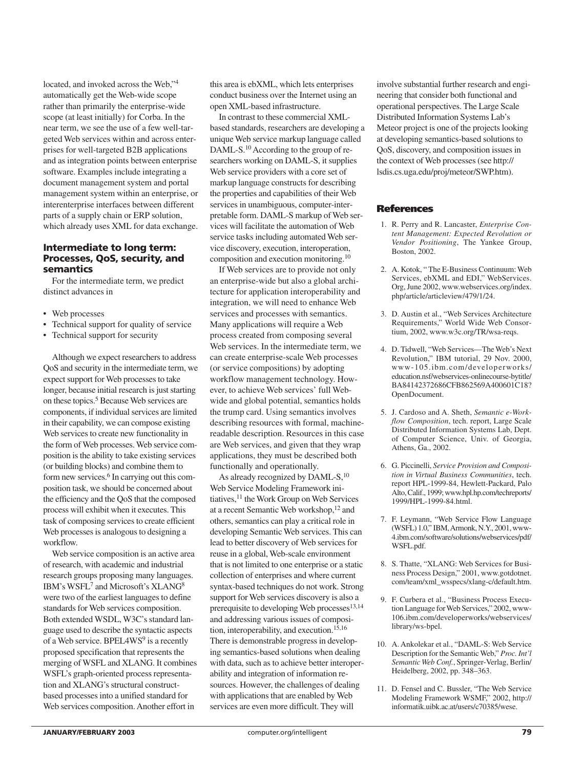located, and invoked across the Web,"[4] automatically get the Web-wide scope rather than primarily the enterprise-wide scope (at least initially) for Corba. In the near term, we see the use of a few well-targeted Web services within and across enterprises for well-targeted B2B applications and as integration points between enterprise software. Examples include integrating a document management system and portal management system within an enterprise, or interenterprise interfaces between different parts of a supply chain or ERP solution, which already uses XML for data exchange.

### Intermediate to long term: Processes, QoS, security, and semantics

For the intermediate term, we predict distinct advances in

- Web processes
- Technical support for quality of service
- Technical support for security

Although we expect researchers to address QoS and security in the intermediate term, we expect support for Web processes to take longer, because initial research is just starting on these topics.[5] Because Web services are components, if individual services are limited in their capability, we can compose existing Web services to create new functionality in the form of Web processes. Web service composition is the ability to take existing services (or building blocks) and combine them to form new services.[6] In carrying out this composition task, we should be concerned about the efficiency and the QoS that the composed process will exhibit when it executes. This task of composing services to create efficient Web processes is analogous to designing a workflow.

Web service composition is an active area of research, with academic and industrial research groups proposing many languages. IBM's WSFL[7] and Microsoft's XLANG[8] were two of the earliest languages to define standards for Web services composition. Both extended WSDL, W3C's standard language used to describe the syntactic aspects of a Web service. BPEL4WS[9] is a recently proposed specification that represents the merging of WSFL and XLANG. It combines WSFL's graph-oriented process representation and XLANG's structural construct-based processes into a unified standard for Web services composition. Another effort in this area is ebXML, which lets enterprises conduct business over the Internet using an open XML-based infrastructure.

In contrast to these commercial XML-based standards, researchers are developing a unique Web service markup language called DAML-S.[10] According to the group of researchers working on DAML-S, it supplies Web service providers with a core set of markup language constructs for describing the properties and capabilities of their Web services in unambiguous, computer-interpretable form. DAML-S markup of Web services will facilitate the automation of Web service tasks including automated Web service discovery, execution, interoperation, composition and execution monitoring.[10]

If Web services are to provide not only an enterprise-wide but also a global architecture for application interoperability and integration, we will need to enhance Web services and processes with semantics. Many applications will require a Web process created from composing several Web services. In the intermediate term, we can create enterprise-scale Web processes (or service compositions) by adopting workflow management technology. However, to achieve Web services' full Web-wide and global potential, semantics holds the trump card. Using semantics involves describing resources with formal, machine-readable description. Resources in this case are Web services, and given that they wrap applications, they must be described both functionally and operationally.

As already recognized by DAML-S,[10] Web Service Modeling Framework initiatives,[11] the Work Group on Web Services at a recent Semantic Web workshop,[12] and others, semantics can play a critical role in developing Semantic Web services. This can lead to better discovery of Web services for reuse in a global, Web-scale environment that is not limited to one enterprise or a static collection of enterprises and where current syntax-based techniques do not work. Strong support for Web services discovery is also a prerequisite to developing Web processes[13,14] and addressing various issues of composition, interoperability, and execution.[15,16] There is demonstrable progress in developing semantics-based solutions when dealing with data, such as to achieve better interoperability and integration of information resources. However, the challenges of dealing with applications that are enabled by Web services are even more difficult. They will involve substantial further research and engineering that consider both functional and operational perspectives. The Large Scale Distributed Information Systems Lab's Meteor project is one of the projects looking at developing semantics-based solutions to QoS, discovery, and composition issues in the context of Web processes (see http://lsdis.cs.uga.edu/proj/meteor/SWP.htm).

## References

1. R. Perry and R. Lancaster, *Enterprise Content Management: Expected Revolution or Vendor Positioning*, The Yankee Group, Boston, 2002.
2. A. Kotok, "The E-Business Continuum: Web Services, ebXML and EDI," WebServices.Org, June 2002, www.webservices.org/index.php/article/articleview/479/1/24.
3. D. Austin et al., "Web Services Architecture Requirements," World Wide Web Consortium, 2002, www.w3c.org/TR/wsa-reqs.
4. D. Tidwell, "Web Services—The Web's Next Revolution," IBM tutorial, 29 Nov. 2000, www-105.ibm.com/developerworks/education.nsf/webservices-onlinecourse-bytitle/BA84142372686CFB862569A400601C18?OpenDocument.
5. J. Cardoso and A. Sheth, *Semantic e-Workflow Composition*, tech. report, Large Scale Distributed Information Systems Lab, Dept. of Computer Science, Univ. of Georgia, Athens, Ga., 2002.
6. G. Piccinelli, *Service Provision and Composition in Virtual Business Communities*, tech. report HPL-1999-84, Hewlett-Packard, Palo Alto, Calif., 1999; www.hpl.hp.com/techreports/1999/HPL-1999-84.html.
7. F. Leymann, "Web Service Flow Language (WSFL) 1.0," IBM, Armonk, N.Y., 2001, www-4.ibm.com/software/solutions/webservices/pdf/WSFL.pdf.
8. S. Thatte, "XLANG: Web Services for Business Process Design," 2001, www.gotdotnet.com/team/xml_wsspecs/xlang-c/default.htm.
9. F. Curbera et al., "Business Process Execution Language for Web Services," 2002, www-106.ibm.com/developerworks/webservices/library/ws-bpel.
10. A. Ankolekar et al., "DAML-S: Web Service Description for the Semantic Web," *Proc. Int'l Semantic Web Conf.*, Springer-Verlag, Berlin/Heidelberg, 2002, pp. 348–363.
11. D. Fensel and C. Bussler, "The Web Service Modeling Framework WSMF," 2002, http://informatik.uibk.ac.at/users/c70385/wese.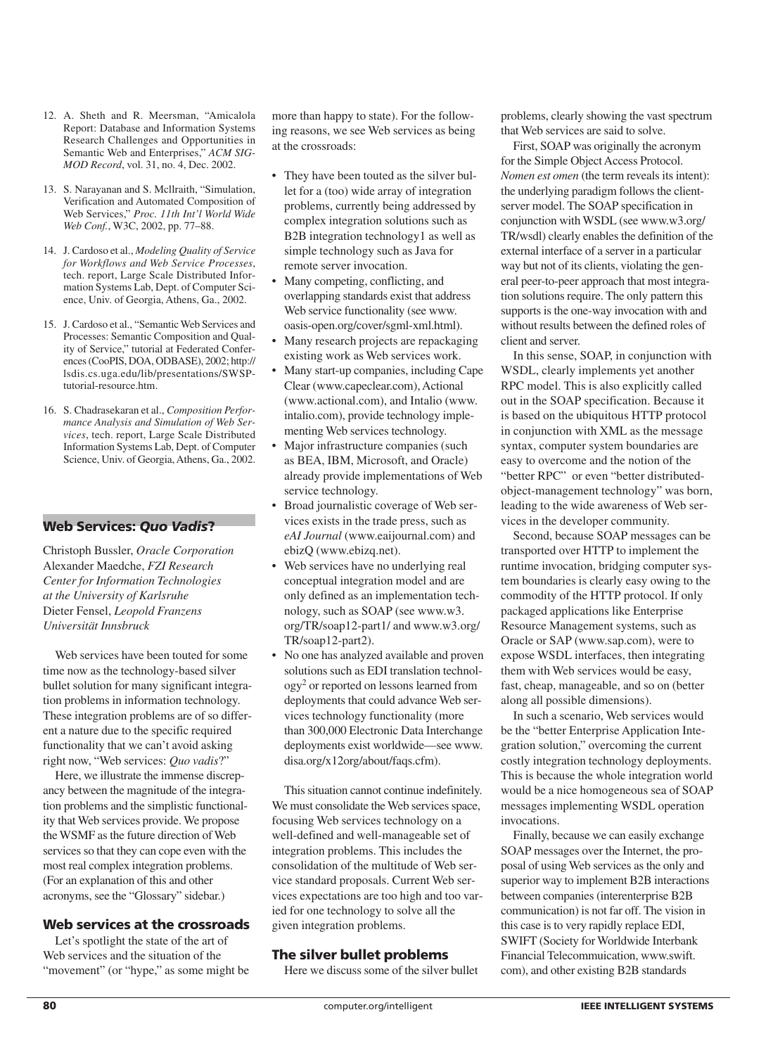12. A. Sheth and R. Meersman, "Amicalola Report: Database and Information Systems Research Challenges and Opportunities in Semantic Web and Enterprises," *ACM SIGMOD Record*, vol. 31, no. 4, Dec. 2002.

13. S. Narayanan and S. McIlraith, "Simulation, Verification and Automated Composition of Web Services," *Proc. 11th Int'l World Wide Web Conf.*, W3C, 2002, pp. 77–88.

14. J. Cardoso et al., *Modeling Quality of Service for Workflows and Web Service Processes*, tech. report, Large Scale Distributed Information Systems Lab, Dept. of Computer Science, Univ. of Georgia, Athens, Ga., 2002.

15. J. Cardoso et al., "Semantic Web Services and Processes: Semantic Composition and Quality of Service," tutorial at Federated Conferences (CooPIS, DOA, ODBASE), 2002; http://lsdis.cs.uga.edu/lib/presentations/SWSP-tutorial-resource.htm.

16. S. Chadrasekaran et al., *Composition Performance Analysis and Simulation of Web Services*, tech. report, Large Scale Distributed Information Systems Lab, Dept. of Computer Science, Univ. of Georgia, Athens, Ga., 2002.

## Web Services: *Quo Vadis*?

Christoph Bussler, *Oracle Corporation*
Alexander Maedche, *FZI Research Center for Information Technologies at the University of Karlsruhe*
Dieter Fensel, *Leopold Franzens Universität Innsbruck*

Web services have been touted for some time now as the technology-based silver bullet solution for many significant integration problems in information technology. These integration problems are of so different a nature due to the specific required functionality that we can't avoid asking right now, "Web services: *Quo vadis*?"

Here, we illustrate the immense discrepancy between the magnitude of the integration problems and the simplistic functionality that Web services provide. We propose the WSMF as the future direction of Web services so that they can cope even with the most real complex integration problems. (For an explanation of this and other acronyms, see the "Glossary" sidebar.)

### Web services at the crossroads

Let's spotlight the state of the art of Web services and the situation of the "movement" (or "hype," as some might be more than happy to state). For the following reasons, we see Web services as being at the crossroads:

- They have been touted as the silver bullet for a (too) wide array of integration problems, currently being addressed by complex integration solutions such as B2B integration technology1 as well as simple technology such as Java for remote server invocation.
- Many competing, conflicting, and overlapping standards exist that address Web service functionality (see www.oasis-open.org/cover/sgml-xml.html).
- Many research projects are repackaging existing work as Web services work.
- Many start-up companies, including Cape Clear (www.capeclear.com), Actional (www.actional.com), and Intalio (www.intalio.com), provide technology implementing Web services technology.
- Major infrastructure companies (such as BEA, IBM, Microsoft, and Oracle) already provide implementations of Web service technology.
- Broad journalistic coverage of Web services exists in the trade press, such as *eAI Journal* (www.eaijournal.com) and ebizQ (www.ebizq.net).
- Web services have no underlying real conceptual integration model and are only defined as an implementation technology, such as SOAP (see www.w3.org/TR/soap12-part1/ and www.w3.org/TR/soap12-part2).
- No one has analyzed available and proven solutions such as EDI translation technology[2] or reported on lessons learned from deployments that could advance Web services technology functionality (more than 300,000 Electronic Data Interchange deployments exist worldwide—see www.disa.org/x12org/about/faqs.cfm).

This situation cannot continue indefinitely. We must consolidate the Web services space, focusing Web services technology on a well-defined and well-manageable set of integration problems. This includes the consolidation of the multitude of Web service standard proposals. Current Web services expectations are too high and too varied for one technology to solve all the given integration problems.

### The silver bullet problems

Here we discuss some of the silver bullet problems, clearly showing the vast spectrum that Web services are said to solve.

First, SOAP was originally the acronym for the Simple Object Access Protocol. *Nomen est omen* (the term reveals its intent): the underlying paradigm follows the client-server model. The SOAP specification in conjunction with WSDL (see www.w3.org/TR/wsdl) clearly enables the definition of the external interface of a server in a particular way but not of its clients, violating the general peer-to-peer approach that most integration solutions require. The only pattern this supports is the one-way invocation with and without results between the defined roles of client and server.

In this sense, SOAP, in conjunction with WSDL, clearly implements yet another RPC model. This is also explicitly called out in the SOAP specification. Because it is based on the ubiquitous HTTP protocol in conjunction with XML as the message syntax, computer system boundaries are easy to overcome and the notion of the "better RPC" or even "better distributed-object-management technology" was born, leading to the wide awareness of Web services in the developer community.

Second, because SOAP messages can be transported over HTTP to implement the runtime invocation, bridging computer system boundaries is clearly easy owing to the commodity of the HTTP protocol. If only packaged applications like Enterprise Resource Management systems, such as Oracle or SAP (www.sap.com), were to expose WSDL interfaces, then integrating them with Web services would be easy, fast, cheap, manageable, and so on (better along all possible dimensions).

In such a scenario, Web services would be the "better Enterprise Application Integration solution," overcoming the current costly integration technology deployments. This is because the whole integration world would be a nice homogeneous sea of SOAP messages implementing WSDL operation invocations.

Finally, because we can easily exchange SOAP messages over the Internet, the proposal of using Web services as the only and superior way to implement B2B interactions between companies (interenterprise B2B communication) is not far off. The vision in this case is to very rapidly replace EDI, SWIFT (Society for Worldwide Interbank Financial Telecommuication, www.swift.com), and other existing B2B standards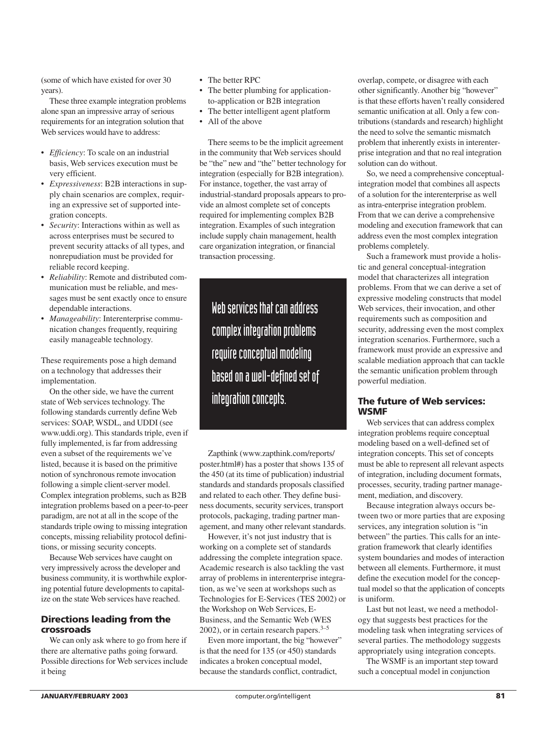(some of which have existed for over 30 years).

These three example integration problems alone span an impressive array of serious requirements for an integration solution that Web services would have to address:

- *Efficiency*: To scale on an industrial basis, Web services execution must be very efficient.
- *Expressiveness*: B2B interactions in supply chain scenarios are complex, requiring an expressive set of supported integration concepts.
- *Security*: Interactions within as well as across enterprises must be secured to prevent security attacks of all types, and nonrepudiation must be provided for reliable record keeping.
- *Reliability*: Remote and distributed communication must be reliable, and messages must be sent exactly once to ensure dependable interactions.
- *Manageability*: Interenterprise communication changes frequently, requiring easily manageable technology.

These requirements pose a high demand on a technology that addresses their implementation.

On the other side, we have the current state of Web services technology. The following standards currently define Web services: SOAP, WSDL, and UDDI (see www.uddi.org). This standards triple, even if fully implemented, is far from addressing even a subset of the requirements we've listed, because it is based on the primitive notion of synchronous remote invocation following a simple client-server model. Complex integration problems, such as B2B integration problems based on a peer-to-peer paradigm, are not at all in the scope of the standards triple owing to missing integration concepts, missing reliability protocol definitions, or missing security concepts.

Because Web services have caught on very impressively across the developer and business community, it is worthwhile exploring potential future developments to capitalize on the state Web services have reached.

## Directions leading from the crossroads

We can only ask where to go from here if there are alternative paths going forward. Possible directions for Web services include it being

- The better RPC
- The better plumbing for application-to-application or B2B integration
- The better intelligent agent platform
- All of the above

There seems to be the implicit agreement in the community that Web services should be "the" new and "the" better technology for integration (especially for B2B integration). For instance, together, the vast array of industrial-standard proposals appears to provide an almost complete set of concepts required for implementing complex B2B integration. Examples of such integration include supply chain management, health care organization integration, or financial transaction processing.

> Web services that can address complex integration problems require conceptual modeling based on a well-defined set of integration concepts.

Zapthink (www.zapthink.com/reports/poster.html#) has a poster that shows 135 of the 450 (at its time of publication) industrial standards and standards proposals classified and related to each other. They define business documents, security services, transport protocols, packaging, trading partner management, and many other relevant standards.

However, it's not just industry that is working on a complete set of standards addressing the complete integration space. Academic research is also tackling the vast array of problems in interenterprise integration, as we've seen at workshops such as Technologies for E-Services (TES 2002) or the Workshop on Web Services, E-Business, and the Semantic Web (WES 2002), or in certain research papers.[3–5]

Even more important, the big "however" is that the need for 135 (or 450) standards indicates a broken conceptual model, because the standards conflict, contradict, overlap, compete, or disagree with each other significantly. Another big "however" is that these efforts haven't really considered semantic unification at all. Only a few contributions (standards and research) highlight the need to solve the semantic mismatch problem that inherently exists in interenterprise integration and that no real integration solution can do without.

So, we need a comprehensive conceptual-integration model that combines all aspects of a solution for the interenterprise as well as intra-enterprise integration problem. From that we can derive a comprehensive modeling and execution framework that can address even the most complex integration problems completely.

Such a framework must provide a holistic and general conceptual-integration model that characterizes all integration problems. From that we can derive a set of expressive modeling constructs that model Web services, their invocation, and other requirements such as composition and security, addressing even the most complex integration scenarios. Furthermore, such a framework must provide an expressive and scalable mediation approach that can tackle the semantic unification problem through powerful mediation.

## The future of Web services: WSMF

Web services that can address complex integration problems require conceptual modeling based on a well-defined set of integration concepts. This set of concepts must be able to represent all relevant aspects of integration, including document formats, processes, security, trading partner management, mediation, and discovery.

Because integration always occurs between two or more parties that are exposing services, any integration solution is "in between" the parties. This calls for an integration framework that clearly identifies system boundaries and modes of interaction between all elements. Furthermore, it must define the execution model for the conceptual model so that the application of concepts is uniform.

Last but not least, we need a methodology that suggests best practices for the modeling task when integrating services of several parties. The methodology suggests appropriately using integration concepts.

The WSMF is an important step toward such a conceptual model in conjunction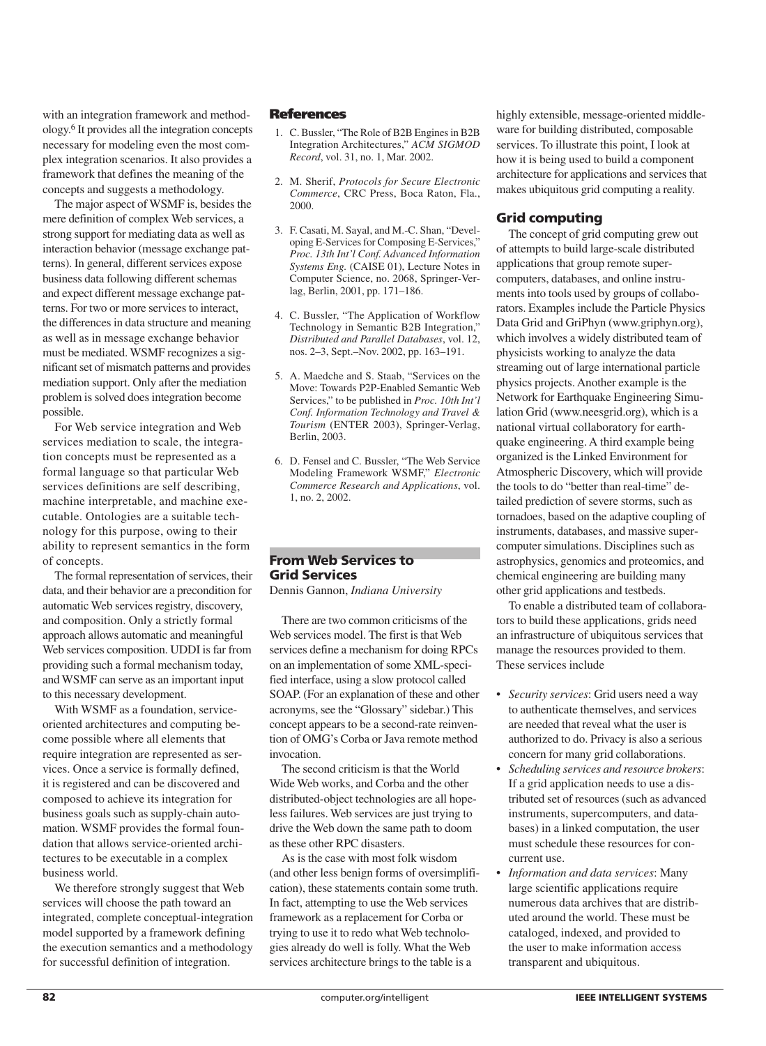with an integration framework and methodology.[6] It provides all the integration concepts necessary for modeling even the most complex integration scenarios. It also provides a framework that defines the meaning of the concepts and suggests a methodology.

The major aspect of WSMF is, besides the mere definition of complex Web services, a strong support for mediating data as well as interaction behavior (message exchange patterns). In general, different services expose business data following different schemas and expect different message exchange patterns. For two or more services to interact, the differences in data structure and meaning as well as in message exchange behavior must be mediated. WSMF recognizes a significant set of mismatch patterns and provides mediation support. Only after the mediation problem is solved does integration become possible.

For Web service integration and Web services mediation to scale, the integration concepts must be represented as a formal language so that particular Web services definitions are self describing, machine interpretable, and machine executable. Ontologies are a suitable technology for this purpose, owing to their ability to represent semantics in the form of concepts.

The formal representation of services, their data, and their behavior are a precondition for automatic Web services registry, discovery, and composition. Only a strictly formal approach allows automatic and meaningful Web services composition. UDDI is far from providing such a formal mechanism today, and WSMF can serve as an important input to this necessary development.

With WSMF as a foundation, service-oriented architectures and computing become possible where all elements that require integration are represented as services. Once a service is formally defined, it is registered and can be discovered and composed to achieve its integration for business goals such as supply-chain automation. WSMF provides the formal foundation that allows service-oriented architectures to be executable in a complex business world.

We therefore strongly suggest that Web services will choose the path toward an integrated, complete conceptual-integration model supported by a framework defining the execution semantics and a methodology for successful definition of integration.

## References

1. C. Bussler, "The Role of B2B Engines in B2B Integration Architectures," *ACM SIGMOD Record*, vol. 31, no. 1, Mar. 2002.
2. M. Sherif, *Protocols for Secure Electronic Commerce*, CRC Press, Boca Raton, Fla., 2000.
3. F. Casati, M. Sayal, and M.-C. Shan, "Developing E-Services for Composing E-Services," *Proc. 13th Int'l Conf. Advanced Information Systems Eng.* (CAISE 01), Lecture Notes in Computer Science, no. 2068, Springer-Verlag, Berlin, 2001, pp. 171–186.
4. C. Bussler, "The Application of Workflow Technology in Semantic B2B Integration," *Distributed and Parallel Databases*, vol. 12, nos. 2–3, Sept.–Nov. 2002, pp. 163–191.
5. A. Maedche and S. Staab, "Services on the Move: Towards P2P-Enabled Semantic Web Services," to be published in *Proc. 10th Int'l Conf. Information Technology and Travel & Tourism* (ENTER 2003), Springer-Verlag, Berlin, 2003.
6. D. Fensel and C. Bussler, "The Web Service Modeling Framework WSMF," *Electronic Commerce Research and Applications*, vol. 1, no. 2, 2002.

## From Web Services to Grid Services

Dennis Gannon, *Indiana University*

There are two common criticisms of the Web services model. The first is that Web services define a mechanism for doing RPCs on an implementation of some XML-specified interface, using a slow protocol called SOAP. (For an explanation of these and other acronyms, see the "Glossary" sidebar.) This concept appears to be a second-rate reinvention of OMG's Corba or Java remote method invocation.

The second criticism is that the World Wide Web works, and Corba and the other distributed-object technologies are all hopeless failures. Web services are just trying to drive the Web down the same path to doom as these other RPC disasters.

As is the case with most folk wisdom (and other less benign forms of oversimplification), these statements contain some truth. In fact, attempting to use the Web services framework as a replacement for Corba or trying to use it to redo what Web technologies already do well is folly. What the Web services architecture brings to the table is a highly extensible, message-oriented middleware for building distributed, composable services. To illustrate this point, I look at how it is being used to build a component architecture for applications and services that makes ubiquitous grid computing a reality.

### Grid computing

The concept of grid computing grew out of attempts to build large-scale distributed applications that group remote supercomputers, databases, and online instruments into tools used by groups of collaborators. Examples include the Particle Physics Data Grid and GriPhyn (www.griphyn.org), which involves a widely distributed team of physicists working to analyze the data streaming out of large international particle physics projects. Another example is the Network for Earthquake Engineering Simulation Grid (www.neesgrid.org), which is a national virtual collaboratory for earthquake engineering. A third example being organized is the Linked Environment for Atmospheric Discovery, which will provide the tools to do "better than real-time" detailed prediction of severe storms, such as tornadoes, based on the adaptive coupling of instruments, databases, and massive supercomputer simulations. Disciplines such as astrophysics, genomics and proteomics, and chemical engineering are building many other grid applications and testbeds.

To enable a distributed team of collaborators to build these applications, grids need an infrastructure of ubiquitous services that manage the resources provided to them. These services include

- *Security services*: Grid users need a way to authenticate themselves, and services are needed that reveal what the user is authorized to do. Privacy is also a serious concern for many grid collaborations.
- *Scheduling services and resource brokers*: If a grid application needs to use a distributed set of resources (such as advanced instruments, supercomputers, and databases) in a linked computation, the user must schedule these resources for concurrent use.
- *Information and data services*: Many large scientific applications require numerous data archives that are distributed around the world. These must be cataloged, indexed, and provided to the user to make information access transparent and ubiquitous.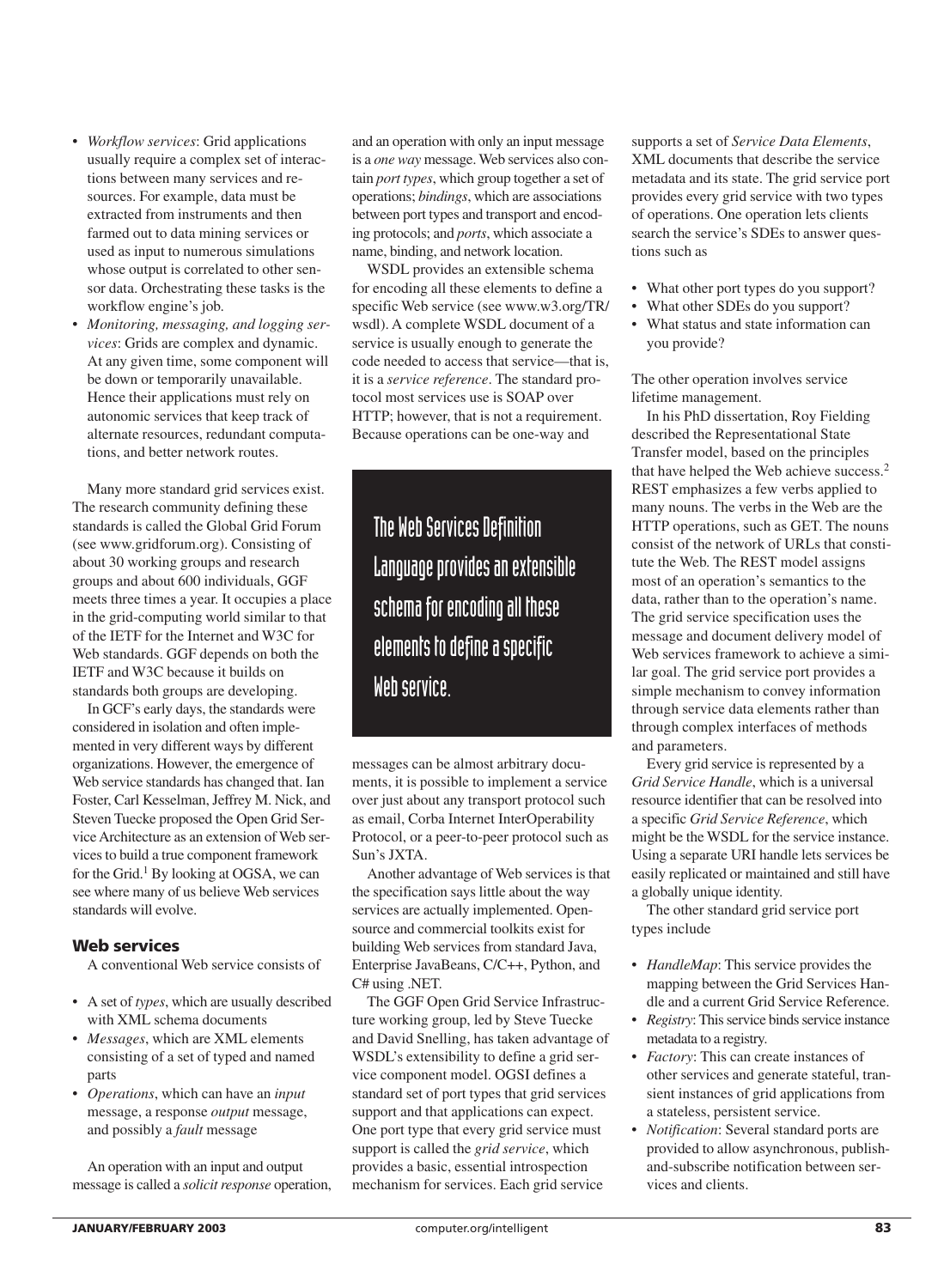- *Workflow services*: Grid applications usually require a complex set of interactions between many services and resources. For example, data must be extracted from instruments and then farmed out to data mining services or used as input to numerous simulations whose output is correlated to other sensor data. Orchestrating these tasks is the workflow engine's job.
- *Monitoring, messaging, and logging services*: Grids are complex and dynamic. At any given time, some component will be down or temporarily unavailable. Hence their applications must rely on autonomic services that keep track of alternate resources, redundant computations, and better network routes.

Many more standard grid services exist. The research community defining these standards is called the Global Grid Forum (see www.gridforum.org). Consisting of about 30 working groups and research groups and about 600 individuals, GGF meets three times a year. It occupies a place in the grid-computing world similar to that of the IETF for the Internet and W3C for Web standards. GGF depends on both the IETF and W3C because it builds on standards both groups are developing.

In GCF's early days, the standards were considered in isolation and often implemented in very different ways by different organizations. However, the emergence of Web service standards has changed that. Ian Foster, Carl Kesselman, Jeffrey M. Nick, and Steven Tuecke proposed the Open Grid Service Architecture as an extension of Web services to build a true component framework for the Grid.[1] By looking at OGSA, we can see where many of us believe Web services standards will evolve.

## Web services

A conventional Web service consists of

- A set of *types*, which are usually described with XML schema documents
- *Messages*, which are XML elements consisting of a set of typed and named parts
- *Operations*, which can have an *input* message, a response *output* message, and possibly a *fault* message

An operation with an input and output message is called a *solicit response* operation, and an operation with only an input message is a *one way* message. Web services also contain *port types*, which group together a set of operations; *bindings*, which are associations between port types and transport and encoding protocols; and *ports*, which associate a name, binding, and network location.

WSDL provides an extensible schema for encoding all these elements to define a specific Web service (see www.w3.org/TR/wsdl). A complete WSDL document of a service is usually enough to generate the code needed to access that service—that is, it is a *service reference*. The standard protocol most services use is SOAP over HTTP; however, that is not a requirement. Because operations can be one-way and messages can be almost arbitrary documents, it is possible to implement a service over just about any transport protocol such as email, Corba Internet InterOperability Protocol, or a peer-to-peer protocol such as Sun's JXTA.

> The Web Services Definition Language provides an extensible schema for encoding all these elements to define a specific Web service.

Another advantage of Web services is that the specification says little about the way services are actually implemented. Open-source and commercial toolkits exist for building Web services from standard Java, Enterprise JavaBeans, C/C++, Python, and C# using .NET.

The GGF Open Grid Service Infrastructure working group, led by Steve Tuecke and David Snelling, has taken advantage of WSDL's extensibility to define a grid service component model. OGSI defines a standard set of port types that grid services support and that applications can expect. One port type that every grid service must support is called the *grid service*, which provides a basic, essential introspection mechanism for services. Each grid service supports a set of *Service Data Elements*, XML documents that describe the service metadata and its state. The grid service port provides every grid service with two types of operations. One operation lets clients search the service's SDEs to answer questions such as

- What other port types do you support?
- What other SDEs do you support?
- What status and state information can you provide?

The other operation involves service lifetime management.

In his PhD dissertation, Roy Fielding described the Representational State Transfer model, based on the principles that have helped the Web achieve success.[2] REST emphasizes a few verbs applied to many nouns. The verbs in the Web are the HTTP operations, such as GET. The nouns consist of the network of URLs that constitute the Web. The REST model assigns most of an operation's semantics to the data, rather than to the operation's name. The grid service specification uses the message and document delivery model of Web services framework to achieve a similar goal. The grid service port provides a simple mechanism to convey information through service data elements rather than through complex interfaces of methods and parameters.

Every grid service is represented by a *Grid Service Handle*, which is a universal resource identifier that can be resolved into a specific *Grid Service Reference*, which might be the WSDL for the service instance. Using a separate URI handle lets services be easily replicated or maintained and still have a globally unique identity.

The other standard grid service port types include

- *HandleMap*: This service provides the mapping between the Grid Services Handle and a current Grid Service Reference.
- *Registry*: This service binds service instance metadata to a registry.
- *Factory*: This can create instances of other services and generate stateful, transient instances of grid applications from a stateless, persistent service.
- *Notification*: Several standard ports are provided to allow asynchronous, publish-and-subscribe notification between services and clients.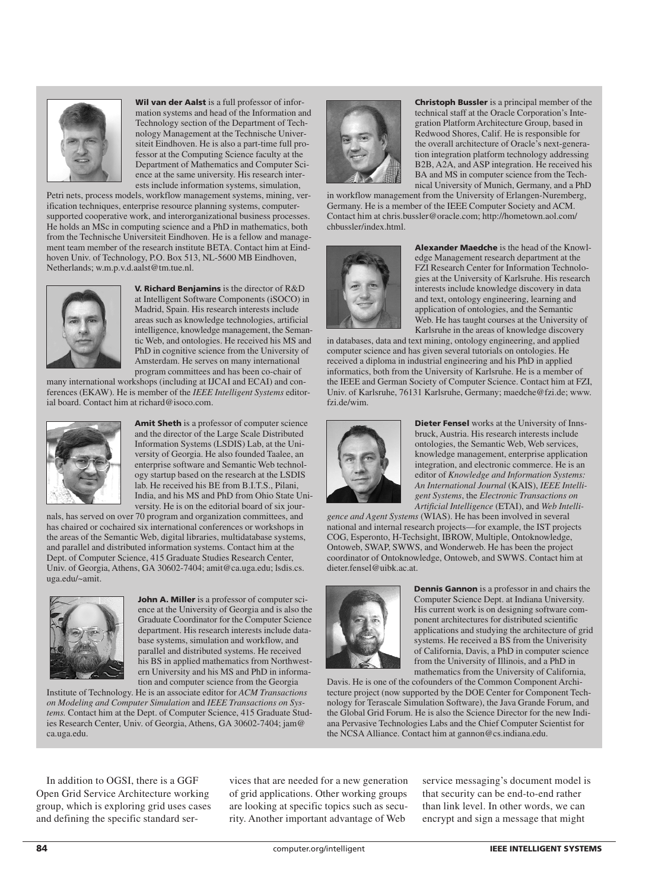**Wil van der Aalst** is a full professor of information systems and head of the Information and Technology section of the Department of Technology Management at the Technische Universiteit Eindhoven. He is also a part-time full professor at the Computing Science faculty at the Department of Mathematics and Computer Science at the same university. His research interests include information systems, simulation, Petri nets, process models, workflow management systems, mining, verification techniques, enterprise resource planning systems, computer-supported cooperative work, and interorganizational business processes. He holds an MSc in computing science and a PhD in mathematics, both from the Technische Universiteit Eindhoven. He is a fellow and management team member of the research institute BETA. Contact him at Eindhoven Univ. of Technology, P.O. Box 513, NL-5600 MB Eindhoven, Netherlands; w.m.p.v.d.aalst@tm.tue.nl.

**V. Richard Benjamins** is the director of R&D at Intelligent Software Components (iSOCO) in Madrid, Spain. His research interests include areas such as knowledge technologies, artificial intelligence, knowledge management, the Semantic Web, and ontologies. He received his MS and PhD in cognitive science from the University of Amsterdam. He serves on many international program committees and has been co-chair of many international workshops (including at IJCAI and ECAI) and conferences (EKAW). He is member of the *IEEE Intelligent Systems* editorial board. Contact him at richard@isoco.com.

**Amit Sheth** is a professor of computer science and the director of the Large Scale Distributed Information Systems (LSDIS) Lab, at the University of Georgia. He also founded Taalee, an enterprise software and Semantic Web technology startup based on the research at the LSDIS lab. He received his BE from B.I.T.S., Pilani, India, and his MS and PhD from Ohio State University. He is on the editorial board of six journals, has served on over 70 program and organization committees, and has chaired or cochaired six international conferences or workshops in the areas of the Semantic Web, digital libraries, multidatabase systems, and parallel and distributed information systems. Contact him at the Dept. of Computer Science, 415 Graduate Studies Research Center, Univ. of Georgia, Athens, GA 30602-7404; amit@ca.uga.edu; lsdis.cs.uga.edu/~amit.

**John A. Miller** is a professor of computer science at the University of Georgia and is also the Graduate Coordinator for the Computer Science department. His research interests include database systems, simulation and workflow, and parallel and distributed systems. He received his BS in applied mathematics from Northwestern University and his MS and PhD in information and computer science from the Georgia Institute of Technology. He is an associate editor for *ACM Transactions on Modeling and Computer Simulation* and *IEEE Transactions on Systems.* Contact him at the Dept. of Computer Science, 415 Graduate Studies Research Center, Univ. of Georgia, Athens, GA 30602-7404; jam@ca.uga.edu.

**Christoph Bussler** is a principal member of the technical staff at the Oracle Corporation's Integration Platform Architecture Group, based in Redwood Shores, Calif. He is responsible for the overall architecture of Oracle's next-generation integration platform technology addressing B2B, A2A, and ASP integration. He received his BA and MS in computer science from the Technical University of Munich, Germany, and a PhD in workflow management from the University of Erlangen-Nuremberg, Germany. He is a member of the IEEE Computer Society and ACM. Contact him at chris.bussler@oracle.com; http://hometown.aol.com/chbussler/index.html.

**Alexander Maedche** is the head of the Knowledge Management research department at the FZI Research Center for Information Technologies at the University of Karlsruhe. His research interests include knowledge discovery in data and text, ontology engineering, learning and application of ontologies, and the Semantic Web. He has taught courses at the University of Karlsruhe in the areas of knowledge discovery in databases, data and text mining, ontology engineering, and applied computer science and has given several tutorials on ontologies. He received a diploma in industrial engineering and his PhD in applied informatics, both from the University of Karlsruhe. He is a member of the IEEE and German Society of Computer Science. Contact him at FZI, Univ. of Karlsruhe, 76131 Karlsruhe, Germany; maedche@fzi.de; www.fzi.de/wim.

**Dieter Fensel** works at the University of Innsbruck, Austria. His research interests include ontologies, the Semantic Web, Web services, knowledge management, enterprise application integration, and electronic commerce. He is an editor of *Knowledge and Information Systems: An International Journal* (KAIS), *IEEE Intelligent Systems*, the *Electronic Transactions on Artificial Intelligence* (ETAI), and *Web Intelligence and Agent Systems* (WIAS). He has been involved in several national and internal research projects—for example, the IST projects COG, Esperonto, H-Techsight, IBROW, Multiple, Ontoknowledge, Ontoweb, SWAP, SWWS, and Wonderweb. He has been the project coordinator of Ontoknowledge, Ontoweb, and SWWS. Contact him at dieter.fensel@uibk.ac.at.

**Dennis Gannon** is a professor in and chairs the Computer Science Dept. at Indiana University. His current work is on designing software component architectures for distributed scientific applications and studying the architecture of grid systems. He received a BS from the Univerisity of California, Davis, a PhD in computer science from the University of Illinois, and a PhD in mathematics from the University of California, Davis. He is one of the cofounders of the Common Component Architecture project (now supported by the DOE Center for Component Technology for Terascale Simulation Software), the Java Grande Forum, and the Global Grid Forum. He is also the Science Director for the new Indiana Pervasive Technologies Labs and the Chief Computer Scientist for the NCSA Alliance. Contact him at gannon@cs.indiana.edu.

In addition to OGSI, there is a GGF Open Grid Service Architecture working group, which is exploring grid uses cases and defining the specific standard services that are needed for a new generation of grid applications. Other working groups are looking at specific topics such as security. Another important advantage of Web service messaging's document model is that security can be end-to-end rather than link level. In other words, we can encrypt and sign a message that might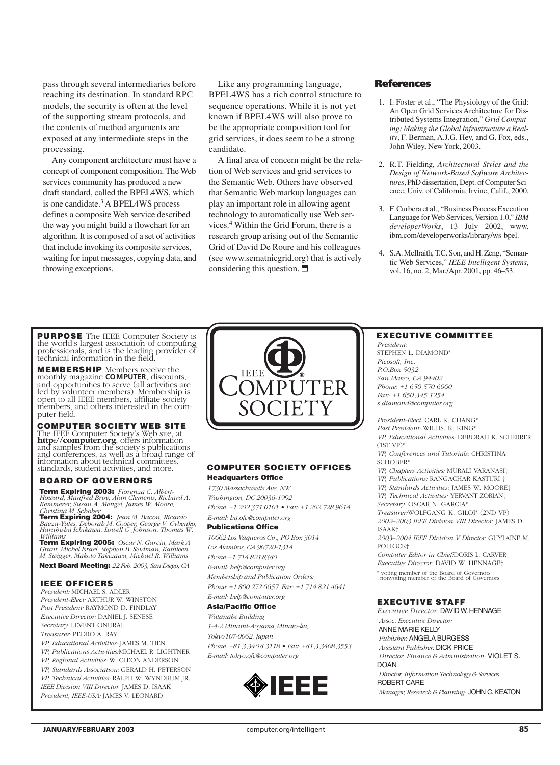pass through several intermediaries before reaching its destination. In standard RPC models, the security is often at the level of the supporting stream protocols, and the contents of method arguments are exposed at any intermediate steps in the processing.

Any component architecture must have a concept of component composition. The Web services community has produced a new draft standard, called the BPEL4WS, which is one candidate.[3] A BPEL4WS process defines a composite Web service described the way you might build a flowchart for an algorithm. It is composed of a set of activities that include invoking its composite services, waiting for input messages, copying data, and throwing exceptions.

Like any programming language, BPEL4WS has a rich control structure to sequence operations. While it is not yet known if BPEL4WS will also prove to be the appropriate composition tool for grid services, it does seem to be a strong candidate.

A final area of concern might be the relation of Web services and grid services to the Semantic Web. Others have observed that Semantic Web markup languages can play an important role in allowing agent technology to automatically use Web services.[4] Within the Grid Forum, there is a research group arising out of the Semantic Grid of David De Roure and his colleagues (see www.sematnicgrid.org) that is actively considering this question.

## References

1. I. Foster et al., "The Physiology of the Grid: An Open Grid Services Architecture for Distributed Systems Integration," *Grid Computing: Making the Global Infrastructure a Reality*, F. Berman, A.J.G. Hey, and G. Fox, eds., John Wiley, New York, 2003.
2. R.T. Fielding, *Architectural Styles and the Design of Network-Based Software Architectures*, PhD dissertation, Dept. of Computer Science, Univ. of California, Irvine, Calif., 2000.
3. F. Curbera et al., "Business Process Execution Language for Web Services, Version 1.0," *IBM developerWorks*, 13 July 2002, www.ibm.com/developerworks/library/ws-bpel.
4. S.A. McIlraith, T.C. Son, and H. Zeng, "Semantic Web Services," *IEEE Intelligent Systems*, vol. 16, no. 2, Mar./Apr. 2001, pp. 46–53.

---

**PURPOSE** The IEEE Computer Society is the world's largest association of computing professionals, and is the leading provider of technical information in the field.

**MEMBERSHIP** Members receive the monthly magazine **COMPUTER**, discounts, and opportunities to serve (all activities are led by volunteer members). Membership is open to all IEEE members, affiliate society members, and others interested in the computer field.

**COMPUTER SOCIETY WEB SITE**
The IEEE Computer Society's Web site, at **http://computer.org**, offers information and samples from the society's publications and conferences, as well as a broad range of information about technical committees, standards, student activities, and more.

### BOARD OF GOVERNORS

**Term Expiring 2003:** *Fiorenza C. Albert-Howard, Manfred Broy, Alan Clements, Richard A. Kemmerer, Susan A. Mengel, James W. Moore, Christina M. Schober*
**Term Expiring 2004:** *Jean M. Bacon, Ricardo Baeza-Yates, Deborah M. Cooper, George V. Cybenko, Haruhisha Ichikawa, Lowell G. Johnson, Thomas W. Williams*
**Term Expiring 2005:** *Oscar N. Garcia, Mark A Grant, Michel Israel, Stephen B. Seidman, Kathleen M. Swigger, Makoto Takizawa, Michael R. Williams*
**Next Board Meeting:** *22 Feb. 2003, San Diego, CA*

### IEEE OFFICERS

*President:* MICHAEL S. ADLER
*President-Elect:* ARTHUR W. WINSTON
*Past President:* RAYMOND D. FINDLAY
*Executive Director:* DANIEL J. SENESE
*Secretary:* LEVENT ONURAL
*Treasurer:* PEDRO A. RAY
*VP, Educational Activities:* JAMES M. TIEN
*VP, Publications Activities:* MICHAEL R. LIGHTNER
*VP, Regional Activities:* W. CLEON ANDERSON
*VP, Standards Association:* GERALD H. PETERSON
*VP, Technical Activities:* RALPH W. WYNDRUM JR.
*IEEE Division VIII Director* JAMES D. ISAAK
*President, IEEE-USA:* JAMES V. LEONARD

### COMPUTER SOCIETY OFFICES

**Headquarters Office**
*1730 Massachusetts Ave. NW*
*Washington, DC 20036-1992*
*Phone: +1 202 371 0101 • Fax: +1 202 728 9614*
*E-mail: hq.ofc@computer.org*

**Publications Office**
*10662 Los Vaqueros Cir., PO Box 3014*
*Los Alamitos, CA 90720-1314*
*Phone: +1 714 821 8380*
*E-mail: help@computer.org*
*Membership and Publication Orders:*
*Phone: +1 800 272 6657 Fax: +1 714 821 4641*
*E-mail: help@computer.org*

**Asia/Pacific Office**
*Watanabe Building*
*1-4-2 Minami-Aoyama, Minato-ku,*
*Tokyo 107-0062, Japan*
*Phone: +81 3 3408 3118 • Fax: +81 3 3408 3553*
*E-mail: tokyo.ofc@computer.org*

### EXECUTIVE COMMITTEE

*President:*
STEPHEN L. DIAMOND*
*Picosoft, Inc.*
*P.O.Box 5032*
*San Mateo, CA 94402*
*Phone: +1 650 570 6060*
*Fax: +1 650 345 1254*
*s.diamond@computer.org*

*President-Elect:* CARL K. CHANG*
*Past President:* WILLIS. K. KING*
*VP, Educational Activities:* DEBORAH K. SCHERRER (1ST VP)*
*VP, Conferences and Tutorials:* CHRISTINA SCHOBER*
*VP, Chapters Activities:* MURALI VARANASI†
*VP, Publications:* RANGACHAR KASTURI †
*VP, Standards Activities:* JAMES W. MOORE†
*VP, Technical Activities:* YERVANT ZORIAN†
*Secretary:* OSCAR N. GARCIA*
*Treasurer:* WOLFGANG K. GILOI* (2ND VP)
*2002–2003 IEEE Division VIII Director:* JAMES D. ISAAK†
*2003–2004 IEEE Division V Director:* GUYLAINE M. POLLOCK†
*Computer Editor in Chief:* DORIS L. CARVER†
*Executive Director:* DAVID W. HENNAGE†

* voting member of the Board of Governors
† nonvoting member of the Board of Governors

### EXECUTIVE STAFF

*Executive Director:* DAVID W. HENNAGE
*Assoc. Executive Director:* ANNE MARIE KELLY
*Publisher:* ANGELA BURGESS
*Assistant Publisher:* DICK PRICE
*Director, Finance & Administration:* VIOLET S. DOAN
*Director, Information Technology & Services:* ROBERT CARE
*Manager, Research & Planning:* JOHN C. KEATON